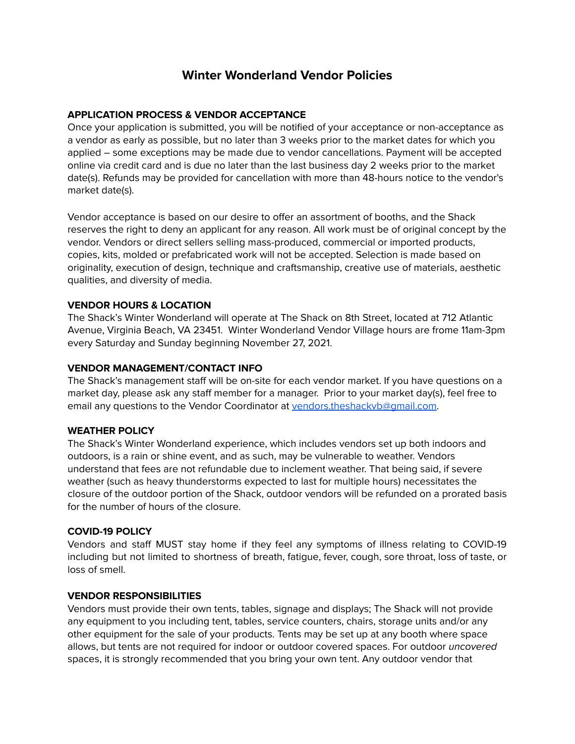# Winter Wonderland Vendor Policies

**APPLICATION PROCESS & VENDOR ACCEPTANCE**

Once your application is submitted, you will be notified of your acceptance or non-acceptance as a vendor as early as possible, but no later than 3 weeks prior to the market dates for which you applied – some exceptions may be made due to vendor cancellations. Payment will be accepted online via credit card and is due no later than the last business day 2 weeks prior to the market date(s). Refunds may be provided for cancellation with more than 48-hours notice to the vendor's market date(s).

Vendor acceptance is based on our desire to offer an assortment of booths, and the Shack reserves the right to deny an applicant for any reason. All work must be of original concept by the vendor. Vendors or direct sellers selling mass-produced, commercial or imported products, copies, kits, molded or prefabricated work will not be accepted. Selection is made based on originality, execution of design, technique and craftsmanship, creative use of materials, aesthetic qualities, and diversity of media.

**VENDOR HOURS & LOCATION**

The Shack's Winter Wonderland will operate at The Shack on 8th Street, located at 712 Atlantic Avenue, Virginia Beach, VA 23451. Winter Wonderland Vendor Village hours are frome 11am-3pm every Saturday and Sunday beginning November 27, 2021.

**VENDOR MANAGEMENT/CONTACT INFO**

The Shack's management staff will be on-site for each vendor market. If you have questions on a market day, please ask any staff member for a manager. Prior to your market day(s), feel free to email any questions to the Vendor Coordinator at vendors.theshackvb@gmail.com.

**WEATHER POLICY**

The Shack's Winter Wonderland experience, which includes vendors set up both indoors and outdoors, is a rain or shine event, and as such, may be vulnerable to weather. Vendors understand that fees are not refundable due to inclement weather. That being said, if severe weather (such as heavy thunderstorms expected to last for multiple hours) necessitates the closure of the outdoor portion of the Shack, outdoor vendors will be refunded on a prorated basis for the number of hours of the closure.

**COVID-19 POLICY**

Vendors and staff MUST stay home if they feel any symptoms of illness relating to COVID-19 including but not limited to shortness of breath, fatigue, fever, cough, sore throat, loss of taste, or loss of smell.

**VENDOR RESPONSIBILITIES**

Vendors must provide their own tents, tables, signage and displays; The Shack will not provide any equipment to you including tent, tables, service counters, chairs, storage units and/or any other equipment for the sale of your products. Tents may be set up at any booth where space allows, but tents are not required for indoor or outdoor covered spaces. For outdoor *uncovered* spaces, it is strongly recommended that you bring your own tent. Any outdoor vendor that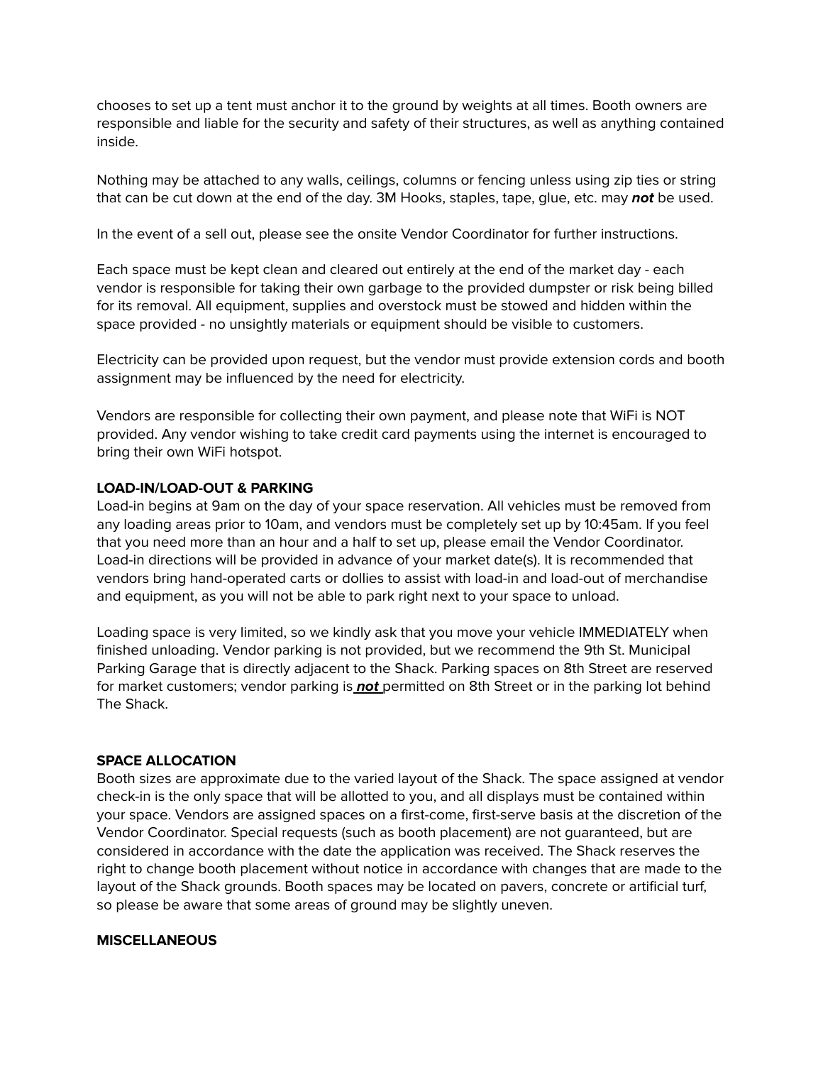chooses to set up a tent must anchor it to the ground by weights at all times. Booth owners are responsible and liable for the security and safety of their structures, as well as anything contained inside.

Nothing may be attached to any walls, ceilings, columns or fencing unless using zip ties or string that can be cut down at the end of the day. 3M Hooks, staples, tape, glue, etc. may ***not*** be used.

In the event of a sell out, please see the onsite Vendor Coordinator for further instructions.

Each space must be kept clean and cleared out entirely at the end of the market day - each vendor is responsible for taking their own garbage to the provided dumpster or risk being billed for its removal. All equipment, supplies and overstock must be stowed and hidden within the space provided - no unsightly materials or equipment should be visible to customers.

Electricity can be provided upon request, but the vendor must provide extension cords and booth assignment may be influenced by the need for electricity.

Vendors are responsible for collecting their own payment, and please note that WiFi is NOT provided. Any vendor wishing to take credit card payments using the internet is encouraged to bring their own WiFi hotspot.

**LOAD-IN/LOAD-OUT & PARKING**

Load-in begins at 9am on the day of your space reservation. All vehicles must be removed from any loading areas prior to 10am, and vendors must be completely set up by 10:45am. If you feel that you need more than an hour and a half to set up, please email the Vendor Coordinator. Load-in directions will be provided in advance of your market date(s). It is recommended that vendors bring hand-operated carts or dollies to assist with load-in and load-out of merchandise and equipment, as you will not be able to park right next to your space to unload.

Loading space is very limited, so we kindly ask that you move your vehicle IMMEDIATELY when finished unloading. Vendor parking is not provided, but we recommend the 9th St. Municipal Parking Garage that is directly adjacent to the Shack. Parking spaces on 8th Street are reserved for market customers; vendor parking is ***not*** permitted on 8th Street or in the parking lot behind The Shack.

**SPACE ALLOCATION**

Booth sizes are approximate due to the varied layout of the Shack. The space assigned at vendor check-in is the only space that will be allotted to you, and all displays must be contained within your space. Vendors are assigned spaces on a first-come, first-serve basis at the discretion of the Vendor Coordinator. Special requests (such as booth placement) are not guaranteed, but are considered in accordance with the date the application was received. The Shack reserves the right to change booth placement without notice in accordance with changes that are made to the layout of the Shack grounds. Booth spaces may be located on pavers, concrete or artificial turf, so please be aware that some areas of ground may be slightly uneven.

**MISCELLANEOUS**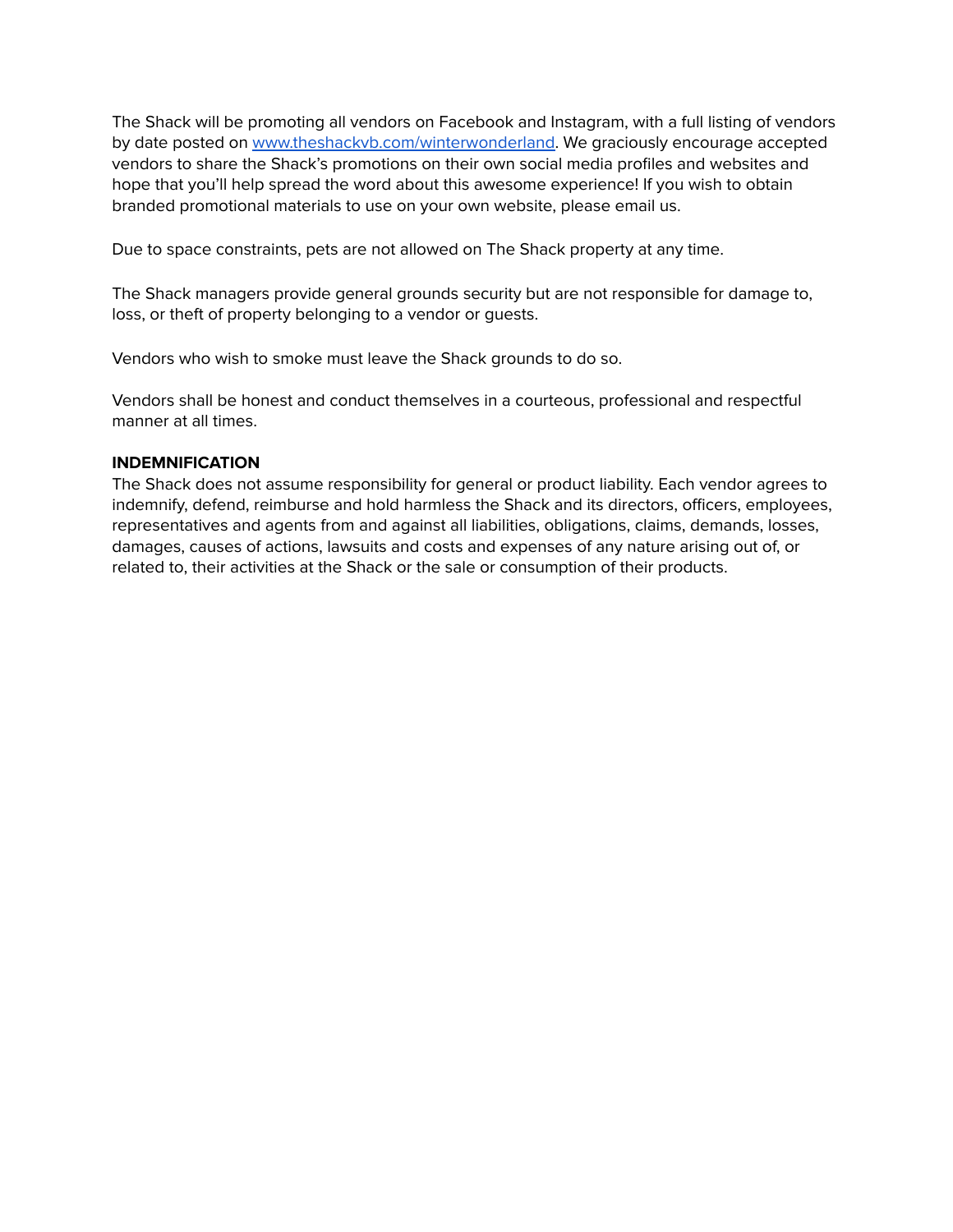The Shack will be promoting all vendors on Facebook and Instagram, with a full listing of vendors by date posted on [www.theshackvb.com/winterwonderland](http://www.theshackvb.com/winterwonderland). We graciously encourage accepted vendors to share the Shack's promotions on their own social media profiles and websites and hope that you'll help spread the word about this awesome experience! If you wish to obtain branded promotional materials to use on your own website, please email us.

Due to space constraints, pets are not allowed on The Shack property at any time.

The Shack managers provide general grounds security but are not responsible for damage to, loss, or theft of property belonging to a vendor or guests.

Vendors who wish to smoke must leave the Shack grounds to do so.

Vendors shall be honest and conduct themselves in a courteous, professional and respectful manner at all times.

**INDEMNIFICATION**
The Shack does not assume responsibility for general or product liability. Each vendor agrees to indemnify, defend, reimburse and hold harmless the Shack and its directors, officers, employees, representatives and agents from and against all liabilities, obligations, claims, demands, losses, damages, causes of actions, lawsuits and costs and expenses of any nature arising out of, or related to, their activities at the Shack or the sale or consumption of their products.